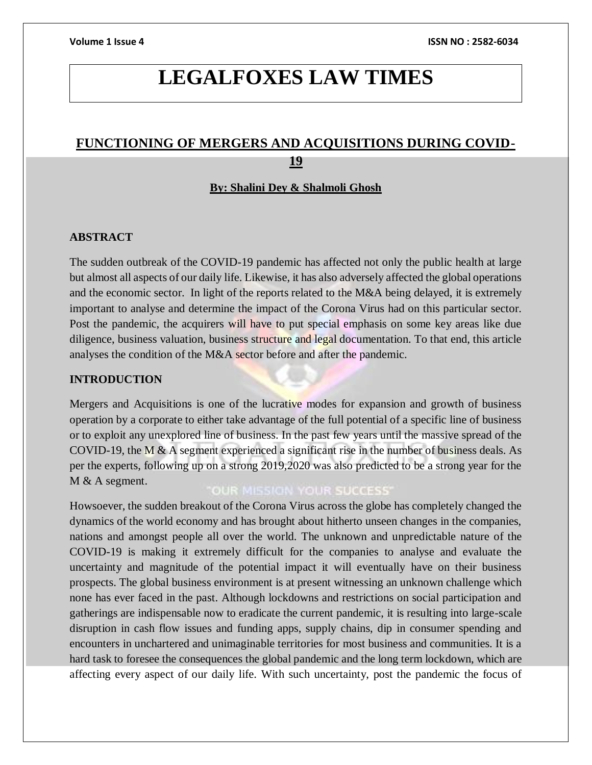# LEGALFOXES LAW TIMES

## FUNCTIONING OF MERGERS AND ACQUISITIONS DURING COVID-19

**By: Shalini Dey & Shalmoli Ghosh**

### ABSTRACT

The sudden outbreak of the COVID-19 pandemic has affected not only the public health at large but almost all aspects of our daily life. Likewise, it has also adversely affected the global operations and the economic sector. In light of the reports related to the M&A being delayed, it is extremely important to analyse and determine the impact of the Corona Virus had on this particular sector. Post the pandemic, the acquirers will have to put special emphasis on some key areas like due diligence, business valuation, business structure and legal documentation. To that end, this article analyses the condition of the M&A sector before and after the pandemic.

### INTRODUCTION

Mergers and Acquisitions is one of the lucrative modes for expansion and growth of business operation by a corporate to either take advantage of the full potential of a specific line of business or to exploit any unexplored line of business. In the past few years until the massive spread of the COVID-19, the M & A segment experienced a significant rise in the number of business deals. As per the experts, following up on a strong 2019,2020 was also predicted to be a strong year for the M & A segment.

Howsoever, the sudden breakout of the Corona Virus across the globe has completely changed the dynamics of the world economy and has brought about hitherto unseen changes in the companies, nations and amongst people all over the world. The unknown and unpredictable nature of the COVID-19 is making it extremely difficult for the companies to analyse and evaluate the uncertainty and magnitude of the potential impact it will eventually have on their business prospects. The global business environment is at present witnessing an unknown challenge which none has ever faced in the past. Although lockdowns and restrictions on social participation and gatherings are indispensable now to eradicate the current pandemic, it is resulting into large-scale disruption in cash flow issues and funding apps, supply chains, dip in consumer spending and encounters in unchartered and unimaginable territories for most business and communities. It is a hard task to foresee the consequences the global pandemic and the long term lockdown, which are affecting every aspect of our daily life. With such uncertainty, post the pandemic the focus of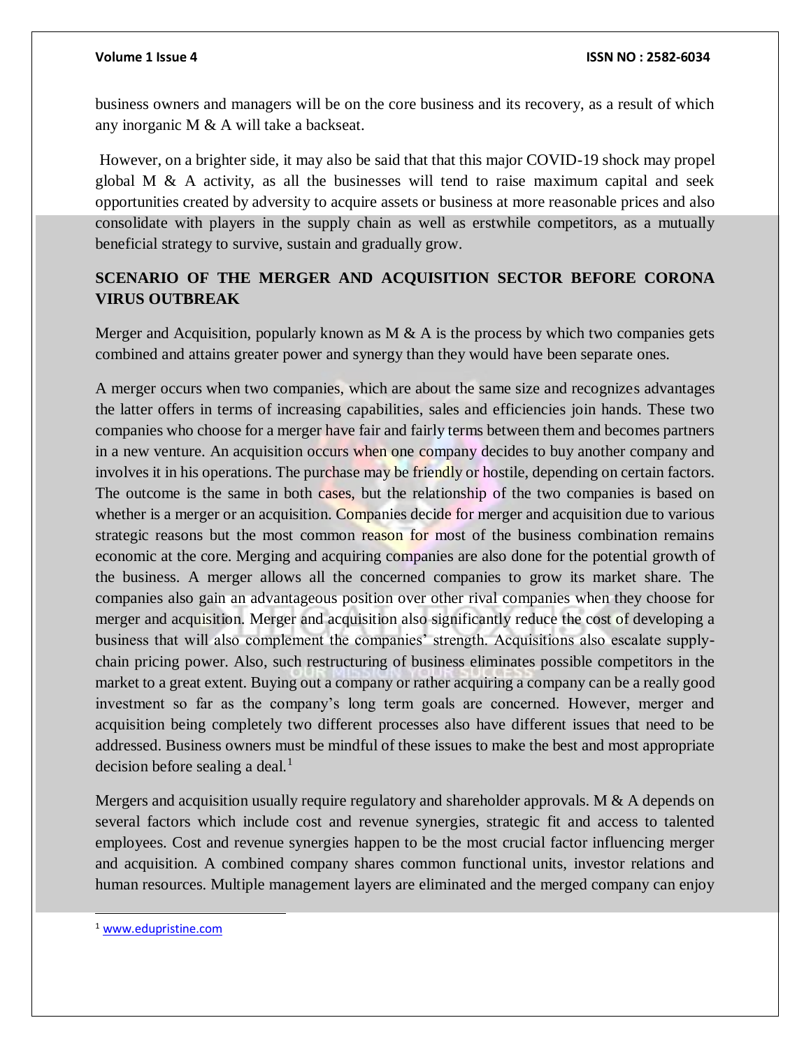business owners and managers will be on the core business and its recovery, as a result of which any inorganic M & A will take a backseat.

However, on a brighter side, it may also be said that that this major COVID-19 shock may propel global M & A activity, as all the businesses will tend to raise maximum capital and seek opportunities created by adversity to acquire assets or business at more reasonable prices and also consolidate with players in the supply chain as well as erstwhile competitors, as a mutually beneficial strategy to survive, sustain and gradually grow.

## SCENARIO OF THE MERGER AND ACQUISITION SECTOR BEFORE CORONA VIRUS OUTBREAK

Merger and Acquisition, popularly known as M & A is the process by which two companies gets combined and attains greater power and synergy than they would have been separate ones.

A merger occurs when two companies, which are about the same size and recognizes advantages the latter offers in terms of increasing capabilities, sales and efficiencies join hands. These two companies who choose for a merger have fair and fairly terms between them and becomes partners in a new venture. An acquisition occurs when one company decides to buy another company and involves it in his operations. The purchase may be friendly or hostile, depending on certain factors. The outcome is the same in both cases, but the relationship of the two companies is based on whether is a merger or an acquisition. Companies decide for merger and acquisition due to various strategic reasons but the most common reason for most of the business combination remains economic at the core. Merging and acquiring companies are also done for the potential growth of the business. A merger allows all the concerned companies to grow its market share. The companies also gain an advantageous position over other rival companies when they choose for merger and acquisition. Merger and acquisition also significantly reduce the cost of developing a business that will also complement the companies' strength. Acquisitions also escalate supply-chain pricing power. Also, such restructuring of business eliminates possible competitors in the market to a great extent. Buying out a company or rather acquiring a company can be a really good investment so far as the company's long term goals are concerned. However, merger and acquisition being completely two different processes also have different issues that need to be addressed. Business owners must be mindful of these issues to make the best and most appropriate decision before sealing a deal.[1]

Mergers and acquisition usually require regulatory and shareholder approvals. M & A depends on several factors which include cost and revenue synergies, strategic fit and access to talented employees. Cost and revenue synergies happen to be the most crucial factor influencing merger and acquisition. A combined company shares common functional units, investor relations and human resources. Multiple management layers are eliminated and the merged company can enjoy

[1] www.edupristine.com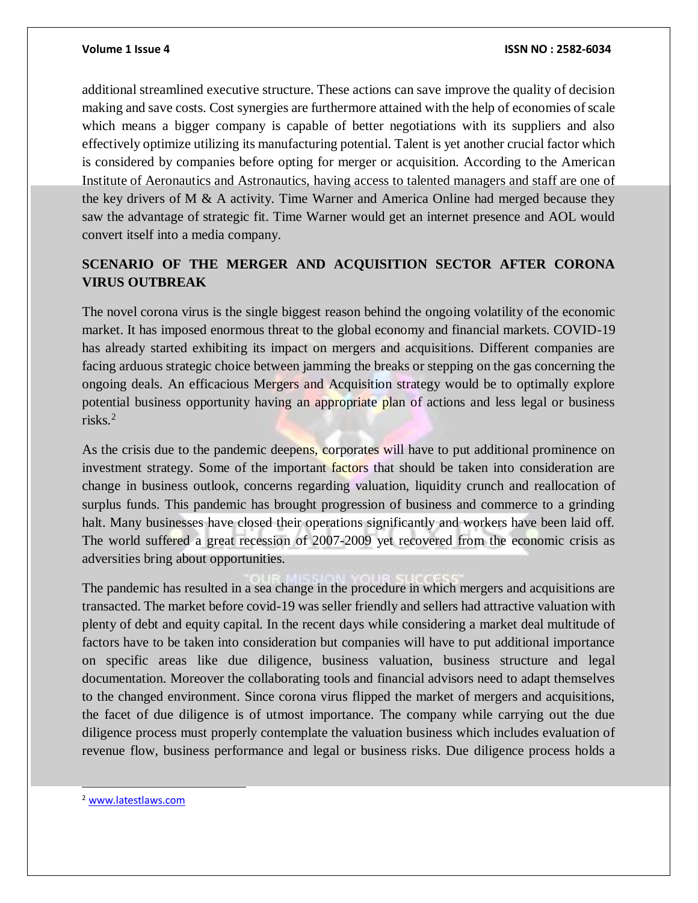additional streamlined executive structure. These actions can save improve the quality of decision making and save costs. Cost synergies are furthermore attained with the help of economies of scale which means a bigger company is capable of better negotiations with its suppliers and also effectively optimize utilizing its manufacturing potential. Talent is yet another crucial factor which is considered by companies before opting for merger or acquisition. According to the American Institute of Aeronautics and Astronautics, having access to talented managers and staff are one of the key drivers of M & A activity. Time Warner and America Online had merged because they saw the advantage of strategic fit. Time Warner would get an internet presence and AOL would convert itself into a media company.

## SCENARIO OF THE MERGER AND ACQUISITION SECTOR AFTER CORONA VIRUS OUTBREAK

The novel corona virus is the single biggest reason behind the ongoing volatility of the economic market. It has imposed enormous threat to the global economy and financial markets. COVID-19 has already started exhibiting its impact on mergers and acquisitions. Different companies are facing arduous strategic choice between jamming the breaks or stepping on the gas concerning the ongoing deals. An efficacious Mergers and Acquisition strategy would be to optimally explore potential business opportunity having an appropriate plan of actions and less legal or business risks.[2]

As the crisis due to the pandemic deepens, corporates will have to put additional prominence on investment strategy. Some of the important factors that should be taken into consideration are change in business outlook, concerns regarding valuation, liquidity crunch and reallocation of surplus funds. This pandemic has brought progression of business and commerce to a grinding halt. Many businesses have closed their operations significantly and workers have been laid off. The world suffered a great recession of 2007-2009 yet recovered from the economic crisis as adversities bring about opportunities.

The pandemic has resulted in a sea change in the procedure in which mergers and acquisitions are transacted. The market before covid-19 was seller friendly and sellers had attractive valuation with plenty of debt and equity capital. In the recent days while considering a market deal multitude of factors have to be taken into consideration but companies will have to put additional importance on specific areas like due diligence, business valuation, business structure and legal documentation. Moreover the collaborating tools and financial advisors need to adapt themselves to the changed environment. Since corona virus flipped the market of mergers and acquisitions, the facet of due diligence is of utmost importance. The company while carrying out the due diligence process must properly contemplate the valuation business which includes evaluation of revenue flow, business performance and legal or business risks. Due diligence process holds a

---

[2] www.latestlaws.com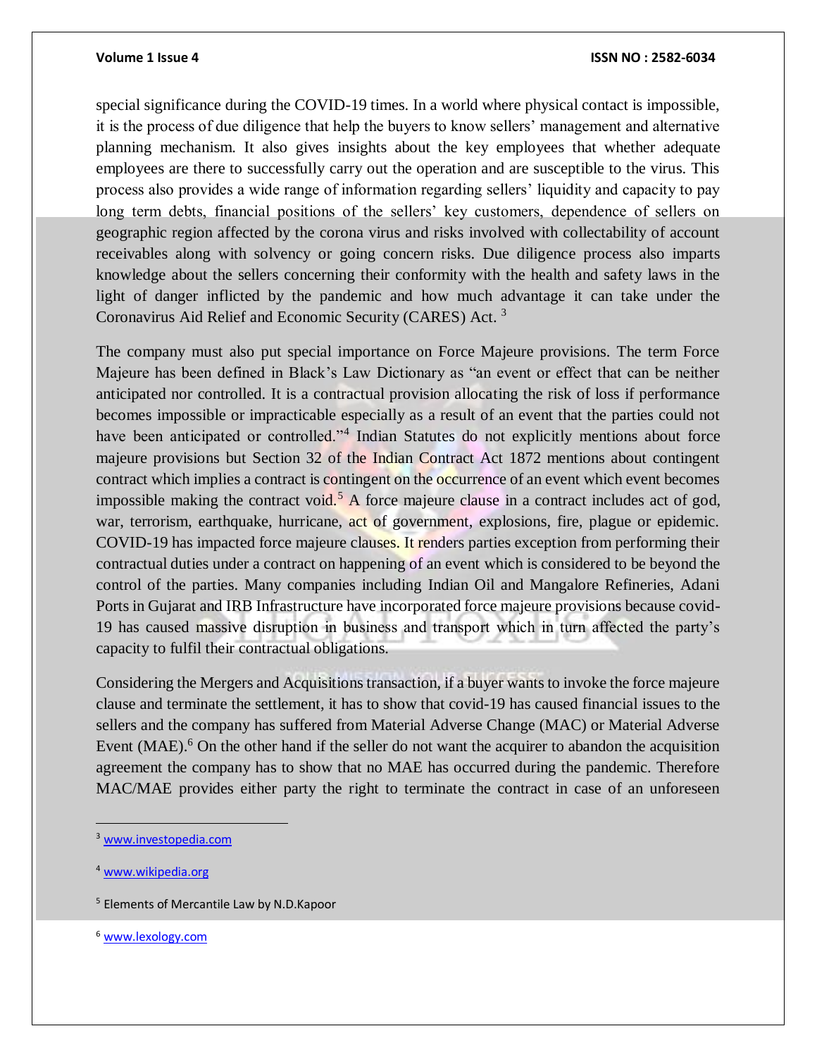special significance during the COVID-19 times. In a world where physical contact is impossible, it is the process of due diligence that help the buyers to know sellers' management and alternative planning mechanism. It also gives insights about the key employees that whether adequate employees are there to successfully carry out the operation and are susceptible to the virus. This process also provides a wide range of information regarding sellers' liquidity and capacity to pay long term debts, financial positions of the sellers' key customers, dependence of sellers on geographic region affected by the corona virus and risks involved with collectability of account receivables along with solvency or going concern risks. Due diligence process also imparts knowledge about the sellers concerning their conformity with the health and safety laws in the light of danger inflicted by the pandemic and how much advantage it can take under the Coronavirus Aid Relief and Economic Security (CARES) Act. [3]

The company must also put special importance on Force Majeure provisions. The term Force Majeure has been defined in Black's Law Dictionary as "an event or effect that can be neither anticipated nor controlled. It is a contractual provision allocating the risk of loss if performance becomes impossible or impracticable especially as a result of an event that the parties could not have been anticipated or controlled."[4] Indian Statutes do not explicitly mentions about force majeure provisions but Section 32 of the Indian Contract Act 1872 mentions about contingent contract which implies a contract is contingent on the occurrence of an event which event becomes impossible making the contract void.[5] A force majeure clause in a contract includes act of god, war, terrorism, earthquake, hurricane, act of government, explosions, fire, plague or epidemic. COVID-19 has impacted force majeure clauses. It renders parties exception from performing their contractual duties under a contract on happening of an event which is considered to be beyond the control of the parties. Many companies including Indian Oil and Mangalore Refineries, Adani Ports in Gujarat and IRB Infrastructure have incorporated force majeure provisions because covid-19 has caused massive disruption in business and transport which in turn affected the party's capacity to fulfil their contractual obligations.

Considering the Mergers and Acquisitions transaction, if a buyer wants to invoke the force majeure clause and terminate the settlement, it has to show that covid-19 has caused financial issues to the sellers and the company has suffered from Material Adverse Change (MAC) or Material Adverse Event (MAE).[6] On the other hand if the seller do not want the acquirer to abandon the acquisition agreement the company has to show that no MAE has occurred during the pandemic. Therefore MAC/MAE provides either party the right to terminate the contract in case of an unforeseen

---

[3] www.investopedia.com

[4] www.wikipedia.org

[5] Elements of Mercantile Law by N.D.Kapoor

[6] www.lexology.com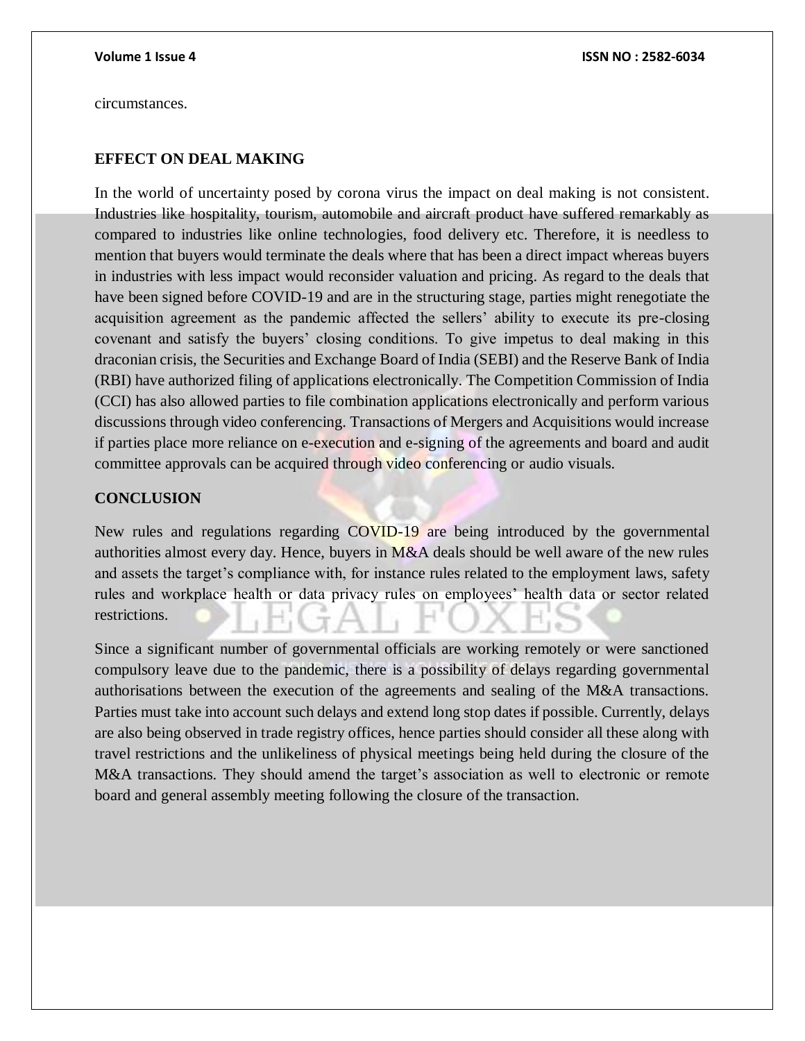circumstances.

## EFFECT ON DEAL MAKING

In the world of uncertainty posed by corona virus the impact on deal making is not consistent. Industries like hospitality, tourism, automobile and aircraft product have suffered remarkably as compared to industries like online technologies, food delivery etc. Therefore, it is needless to mention that buyers would terminate the deals where that has been a direct impact whereas buyers in industries with less impact would reconsider valuation and pricing. As regard to the deals that have been signed before COVID-19 and are in the structuring stage, parties might renegotiate the acquisition agreement as the pandemic affected the sellers' ability to execute its pre-closing covenant and satisfy the buyers' closing conditions. To give impetus to deal making in this draconian crisis, the Securities and Exchange Board of India (SEBI) and the Reserve Bank of India (RBI) have authorized filing of applications electronically. The Competition Commission of India (CCI) has also allowed parties to file combination applications electronically and perform various discussions through video conferencing. Transactions of Mergers and Acquisitions would increase if parties place more reliance on e-execution and e-signing of the agreements and board and audit committee approvals can be acquired through video conferencing or audio visuals.

## CONCLUSION

New rules and regulations regarding COVID-19 are being introduced by the governmental authorities almost every day. Hence, buyers in M&A deals should be well aware of the new rules and assets the target's compliance with, for instance rules related to the employment laws, safety rules and workplace health or data privacy rules on employees' health data or sector related restrictions.

Since a significant number of governmental officials are working remotely or were sanctioned compulsory leave due to the pandemic, there is a possibility of delays regarding governmental authorisations between the execution of the agreements and sealing of the M&A transactions. Parties must take into account such delays and extend long stop dates if possible. Currently, delays are also being observed in trade registry offices, hence parties should consider all these along with travel restrictions and the unlikeliness of physical meetings being held during the closure of the M&A transactions. They should amend the target's association as well to electronic or remote board and general assembly meeting following the closure of the transaction.